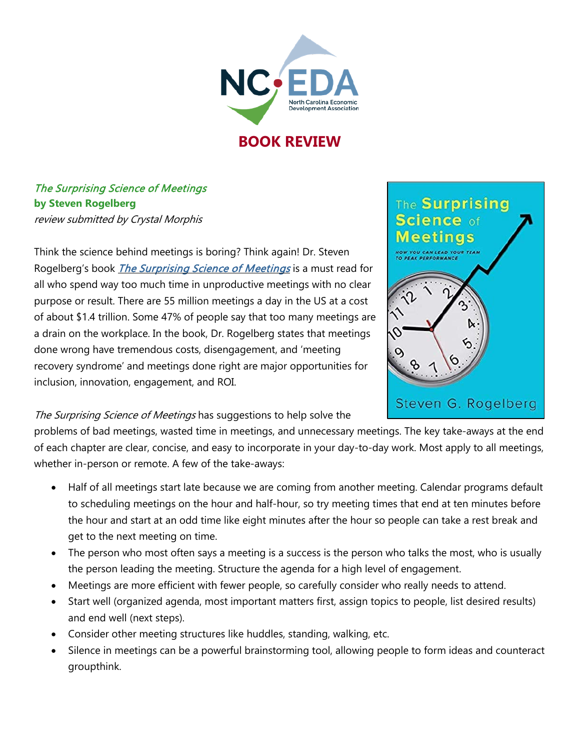# BOOK REVIEW

*The Surprising Science of Meetings*
**by Steven Rogelberg**
*review submitted by Crystal Morphis*

Think the science behind meetings is boring? Think again! Dr. Steven Rogelberg's book *The Surprising Science of Meetings* is a must read for all who spend way too much time in unproductive meetings with no clear purpose or result. There are 55 million meetings a day in the US at a cost of about $1.4 trillion. Some 47% of people say that too many meetings are a drain on the workplace. In the book, Dr. Rogelberg states that meetings done wrong have tremendous costs, disengagement, and 'meeting recovery syndrome' and meetings done right are major opportunities for inclusion, innovation, engagement, and ROI.

*The Surprising Science of Meetings* has suggestions to help solve the problems of bad meetings, wasted time in meetings, and unnecessary meetings. The key take-aways at the end of each chapter are clear, concise, and easy to incorporate in your day-to-day work. Most apply to all meetings, whether in-person or remote. A few of the take-aways:

- Half of all meetings start late because we are coming from another meeting. Calendar programs default to scheduling meetings on the hour and half-hour, so try meeting times that end at ten minutes before the hour and start at an odd time like eight minutes after the hour so people can take a rest break and get to the next meeting on time.
- The person who most often says a meeting is a success is the person who talks the most, who is usually the person leading the meeting. Structure the agenda for a high level of engagement.
- Meetings are more efficient with fewer people, so carefully consider who really needs to attend.
- Start well (organized agenda, most important matters first, assign topics to people, list desired results) and end well (next steps).
- Consider other meeting structures like huddles, standing, walking, etc.
- Silence in meetings can be a powerful brainstorming tool, allowing people to form ideas and counteract groupthink.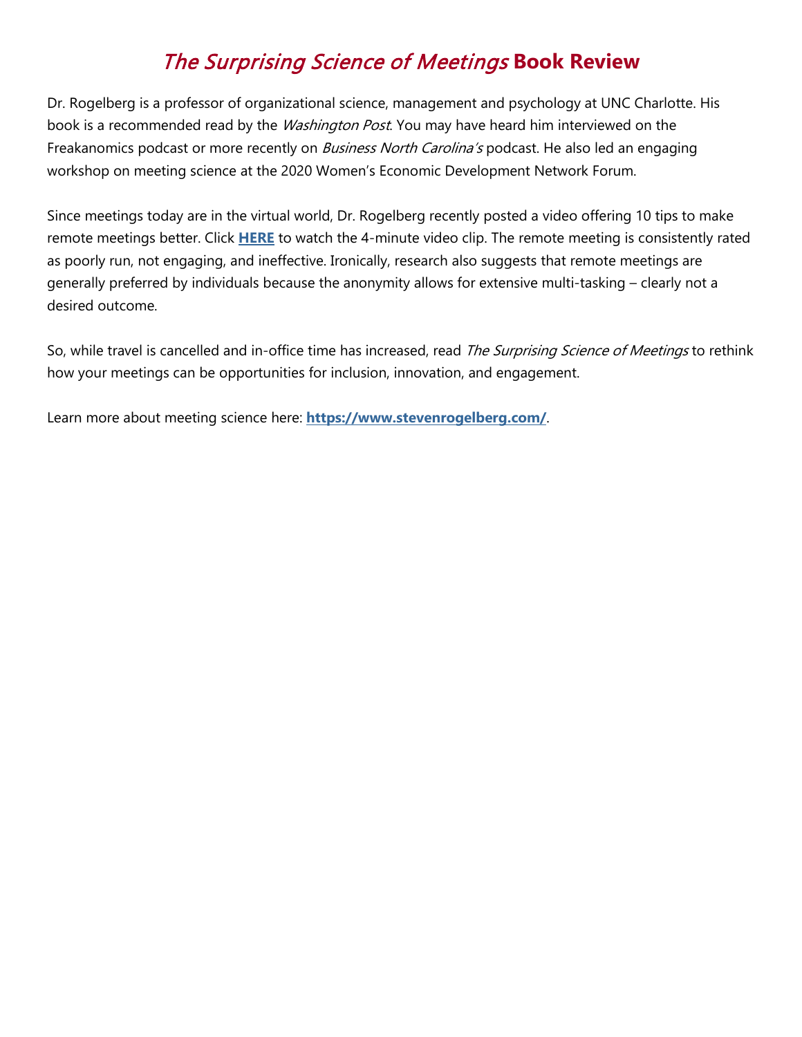# *The Surprising Science of Meetings* Book Review

Dr. Rogelberg is a professor of organizational science, management and psychology at UNC Charlotte. His book is a recommended read by the *Washington Post*. You may have heard him interviewed on the Freakanomics podcast or more recently on *Business North Carolina's* podcast. He also led an engaging workshop on meeting science at the 2020 Women's Economic Development Network Forum.

Since meetings today are in the virtual world, Dr. Rogelberg recently posted a video offering 10 tips to make remote meetings better. Click **HERE** to watch the 4-minute video clip. The remote meeting is consistently rated as poorly run, not engaging, and ineffective. Ironically, research also suggests that remote meetings are generally preferred by individuals because the anonymity allows for extensive multi-tasking – clearly not a desired outcome.

So, while travel is cancelled and in-office time has increased, read *The Surprising Science of Meetings* to rethink how your meetings can be opportunities for inclusion, innovation, and engagement.

Learn more about meeting science here: **https://www.stevenrogelberg.com/**.